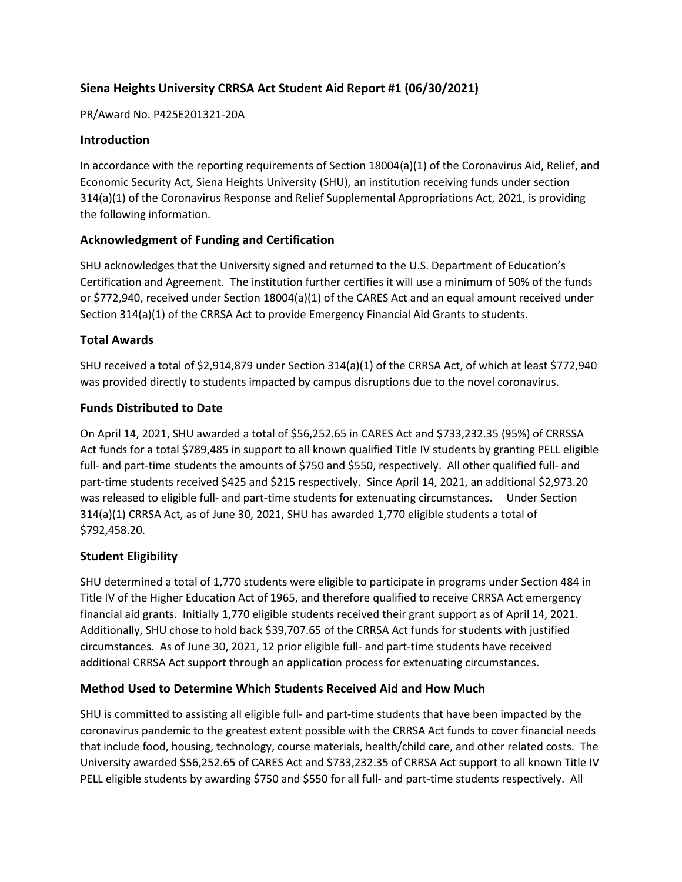## Siena Heights University CRRSA Act Student Aid Report #1 (06/30/2021)

PR/Award No. P425E201321-20A

### Introduction

In accordance with the reporting requirements of Section 18004(a)(1) of the Coronavirus Aid, Relief, and Economic Security Act, Siena Heights University (SHU), an institution receiving funds under section 314(a)(1) of the Coronavirus Response and Relief Supplemental Appropriations Act, 2021, is providing the following information.

### Acknowledgment of Funding and Certification

SHU acknowledges that the University signed and returned to the U.S. Department of Education's Certification and Agreement. The institution further certifies it will use a minimum of 50% of the funds or $772,940, received under Section 18004(a)(1) of the CARES Act and an equal amount received under Section 314(a)(1) of the CRRSA Act to provide Emergency Financial Aid Grants to students.

### Total Awards

SHU received a total of $2,914,879 under Section 314(a)(1) of the CRRSA Act, of which at least $772,940 was provided directly to students impacted by campus disruptions due to the novel coronavirus.

### Funds Distributed to Date

On April 14, 2021, SHU awarded a total of $56,252.65 in CARES Act and $733,232.35 (95%) of CRRSSA Act funds for a total $789,485 in support to all known qualified Title IV students by granting PELL eligible full- and part-time students the amounts of $750 and $550, respectively. All other qualified full- and part-time students received $425 and $215 respectively. Since April 14, 2021, an additional $2,973.20 was released to eligible full- and part-time students for extenuating circumstances. Under Section 314(a)(1) CRRSA Act, as of June 30, 2021, SHU has awarded 1,770 eligible students a total of $792,458.20.

### Student Eligibility

SHU determined a total of 1,770 students were eligible to participate in programs under Section 484 in Title IV of the Higher Education Act of 1965, and therefore qualified to receive CRRSA Act emergency financial aid grants. Initially 1,770 eligible students received their grant support as of April 14, 2021. Additionally, SHU chose to hold back $39,707.65 of the CRRSA Act funds for students with justified circumstances. As of June 30, 2021, 12 prior eligible full- and part-time students have received additional CRRSA Act support through an application process for extenuating circumstances.

### Method Used to Determine Which Students Received Aid and How Much

SHU is committed to assisting all eligible full- and part-time students that have been impacted by the coronavirus pandemic to the greatest extent possible with the CRRSA Act funds to cover financial needs that include food, housing, technology, course materials, health/child care, and other related costs. The University awarded $56,252.65 of CARES Act and $733,232.35 of CRRSA Act support to all known Title IV PELL eligible students by awarding $750 and $550 for all full- and part-time students respectively. All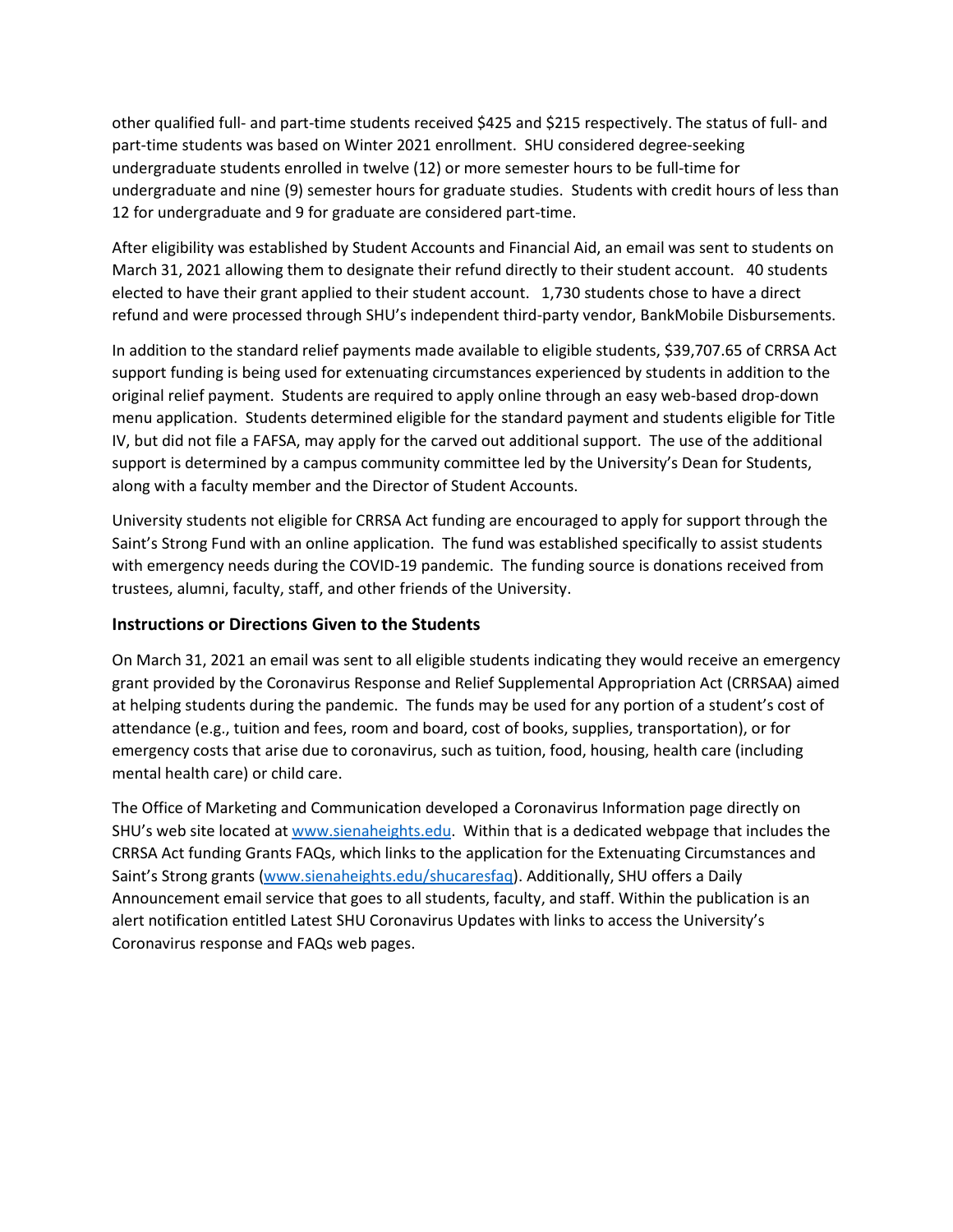other qualified full- and part-time students received $425 and $215 respectively. The status of full- and part-time students was based on Winter 2021 enrollment. SHU considered degree-seeking undergraduate students enrolled in twelve (12) or more semester hours to be full-time for undergraduate and nine (9) semester hours for graduate studies. Students with credit hours of less than 12 for undergraduate and 9 for graduate are considered part-time.

After eligibility was established by Student Accounts and Financial Aid, an email was sent to students on March 31, 2021 allowing them to designate their refund directly to their student account. 40 students elected to have their grant applied to their student account. 1,730 students chose to have a direct refund and were processed through SHU's independent third-party vendor, BankMobile Disbursements.

In addition to the standard relief payments made available to eligible students, $39,707.65 of CRRSA Act support funding is being used for extenuating circumstances experienced by students in addition to the original relief payment. Students are required to apply online through an easy web-based drop-down menu application. Students determined eligible for the standard payment and students eligible for Title IV, but did not file a FAFSA, may apply for the carved out additional support. The use of the additional support is determined by a campus community committee led by the University's Dean for Students, along with a faculty member and the Director of Student Accounts.

University students not eligible for CRRSA Act funding are encouraged to apply for support through the Saint's Strong Fund with an online application. The fund was established specifically to assist students with emergency needs during the COVID-19 pandemic. The funding source is donations received from trustees, alumni, faculty, staff, and other friends of the University.

### Instructions or Directions Given to the Students

On March 31, 2021 an email was sent to all eligible students indicating they would receive an emergency grant provided by the Coronavirus Response and Relief Supplemental Appropriation Act (CRRSAA) aimed at helping students during the pandemic. The funds may be used for any portion of a student's cost of attendance (e.g., tuition and fees, room and board, cost of books, supplies, transportation), or for emergency costs that arise due to coronavirus, such as tuition, food, housing, health care (including mental health care) or child care.

The Office of Marketing and Communication developed a Coronavirus Information page directly on SHU's web site located at [www.sienaheights.edu](http://www.sienaheights.edu). Within that is a dedicated webpage that includes the CRRSA Act funding Grants FAQs, which links to the application for the Extenuating Circumstances and Saint's Strong grants ([www.sienaheights.edu/shucaresfaq](http://www.sienaheights.edu/shucaresfaq)). Additionally, SHU offers a Daily Announcement email service that goes to all students, faculty, and staff. Within the publication is an alert notification entitled Latest SHU Coronavirus Updates with links to access the University's Coronavirus response and FAQs web pages.